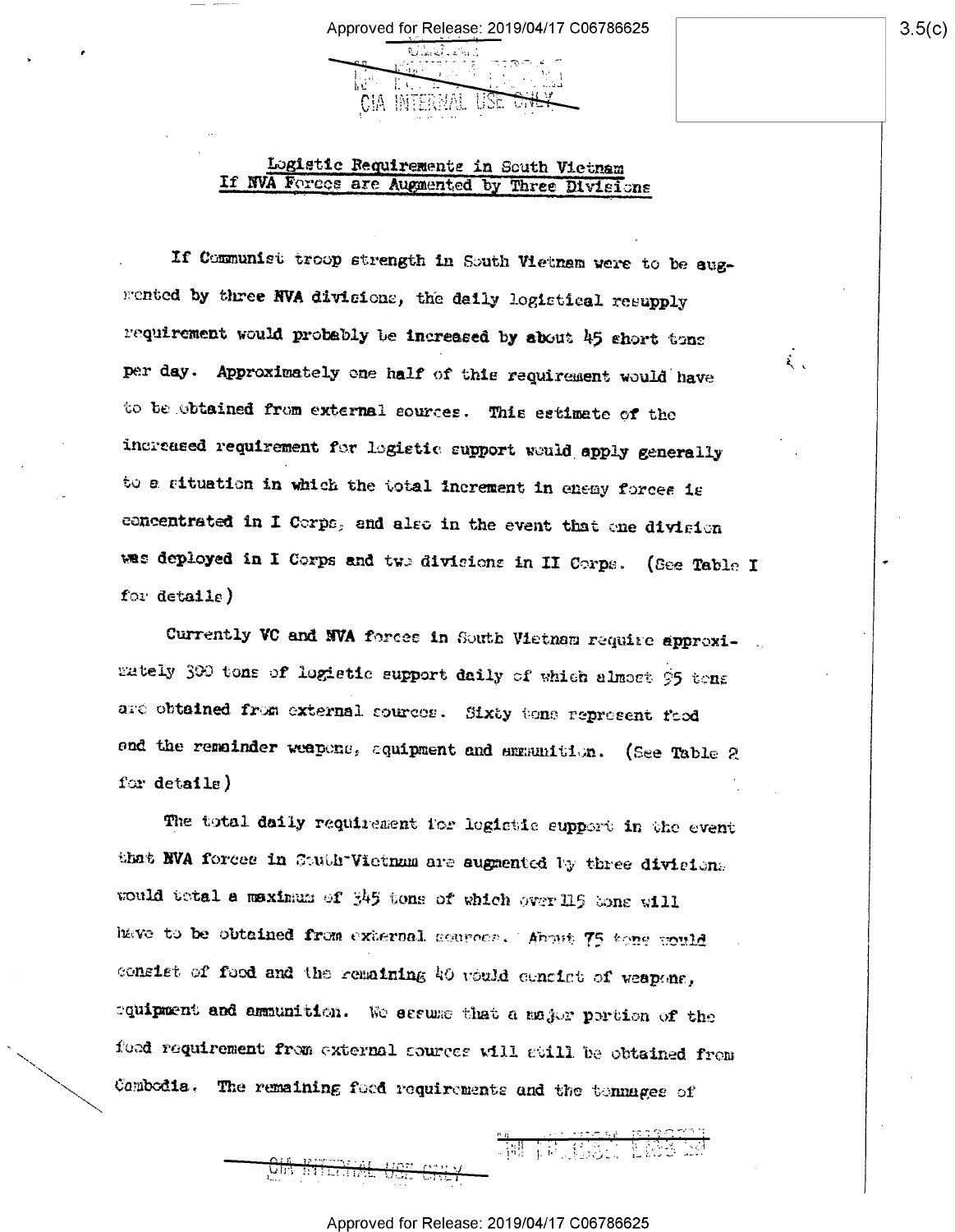## Logistic Requirements in South Vietnam If NVA Forces are Augmented by Three Divisions

If Communist troop strength in South Vietnam were to be augmented by three NVA divisions, the daily logistical resupply requirement would probably be increased by about 45 short tons per day. Approximately one half of this requirement would have to be obtained from external sources. This estimate of the increased requirement for logistic support would apply generally to a situation in which the total increment in enemy forces is concentrated in I Corps, and also in the event that one division was deployed in I Corps and two divisions in II Corps. (See Table I for details)

Currently VC and NVA forces in South Vietnam require approximately 300 tons of logistic support daily of which almost 95 tons are obtained from external sources. Sixty tons represent food and the remainder weapons, equipment and ammunition. (See Table 2 for details)

The total daily requirement for logistic support in the event that NVA forces in South Vietnam are augmented by three divisions would total a maximum of 345 tons of which over 115 tons will have to be obtained from external sources. About 75 tons would consist of food and the remaining 40 would consist of weapons, equipment and ammunition. We assume that a major portion of the food requirement from external sources will still be obtained from Cambodia. The remaining food requirements and the tonnages of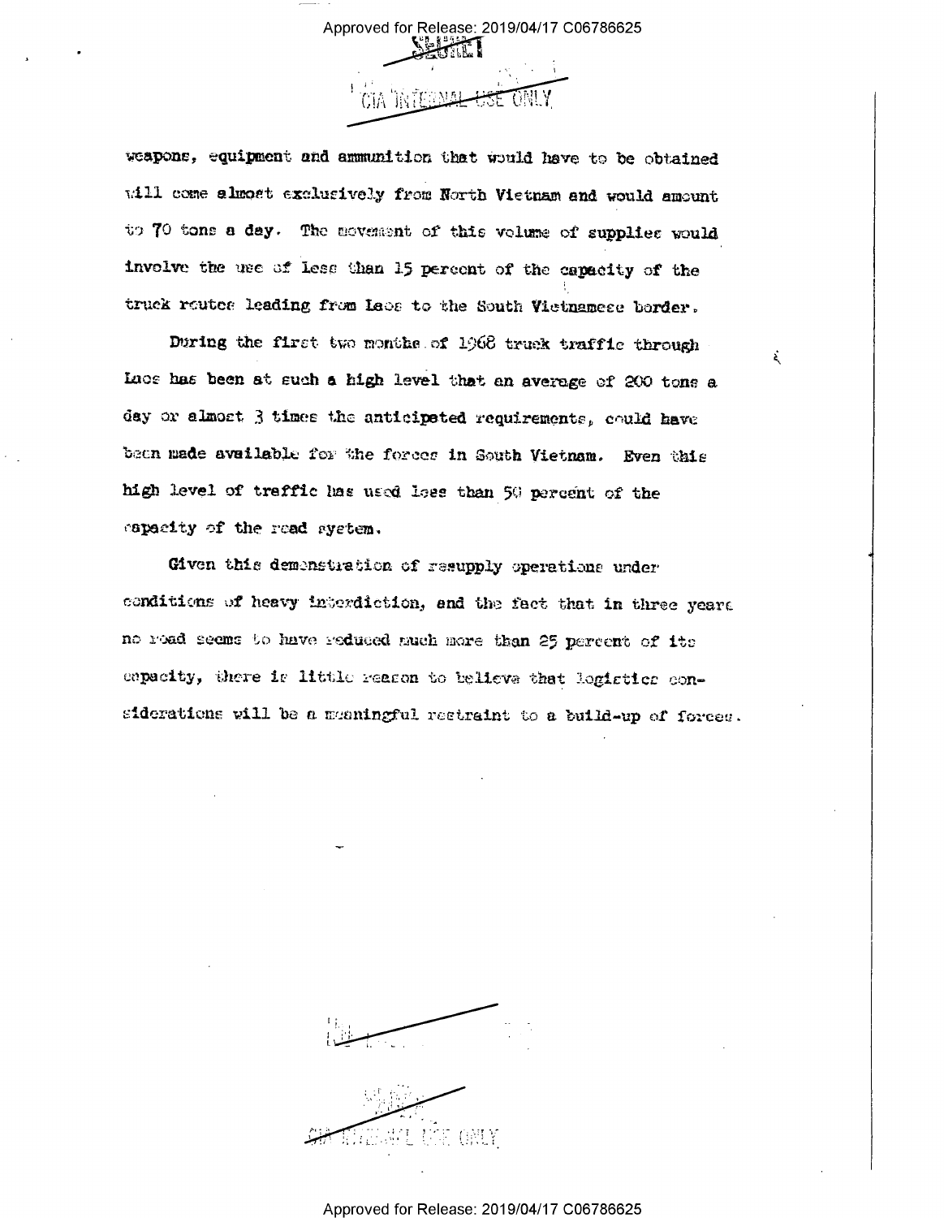weapons, equipment and ammunition that would have to be obtained will come almost exclusively from North Vietnam and would amount to 70 tons a day. The movement of this volume of supplies would involve the use of less than 15 percent of the capacity of the truck routes leading from Laos to the South Vietnamese border.

During the first two months of 1968 truck traffic through Laos has been at such a high level that an average of 200 tons a day or almost 3 times the anticipated requirements, could have been made available for the forces in South Vietnam. Even this high level of traffic has used less than 50 percent of the capacity of the road system.

Given this demonstration of resupply operations under conditions of heavy interdiction, and the fact that in three years no road seems to have reduced much more than 25 percent of its capacity, there is little reason to believe that logistics considerations will be a meaningful restraint to a build-up of forces.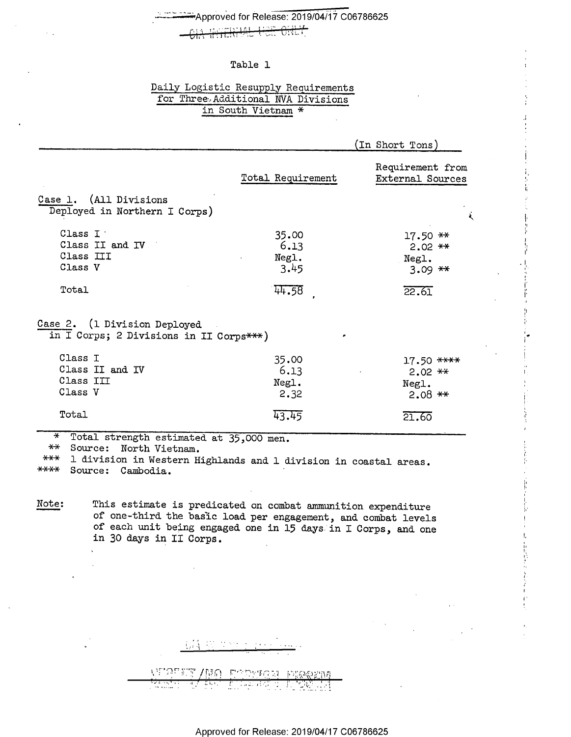Table 1

Daily Logistic Resupply Requirements for Three Additional NVA Divisions in South Vietnam *

(In Short Tons)

| | Total Requirement | Requirement from External Sources |
|---|---|---|
| **Case 1.** (All Divisions Deployed in Northern I Corps) | | |
| Class I | 35.00 | 17.50 ** |
| Class II and IV | 6.13 | 2.02 ** |
| Class III | Negl. | Negl. |
| Class V | 3.45 | 3.09 ** |
| Total | 44.58 | 22.61 |
| **Case 2.** (1 Division Deployed in I Corps; 2 Divisions in II Corps***) | | |
| Class I | 35.00 | 17.50 **** |
| Class II and IV | 6.13 | 2.02 ** |
| Class III | Negl. | Negl. |
| Class V | 2.32 | 2.08 ** |
| Total | 43.45 | 21.60 |

\* Total strength estimated at 35,000 men.
** Source: North Vietnam.
*** 1 division in Western Highlands and 1 division in coastal areas.
**** Source: Cambodia.

Note: This estimate is predicated on combat ammunition expenditure of one-third the basic load per engagement, and combat levels of each unit being engaged one in 15 days in I Corps, and one in 30 days in II Corps.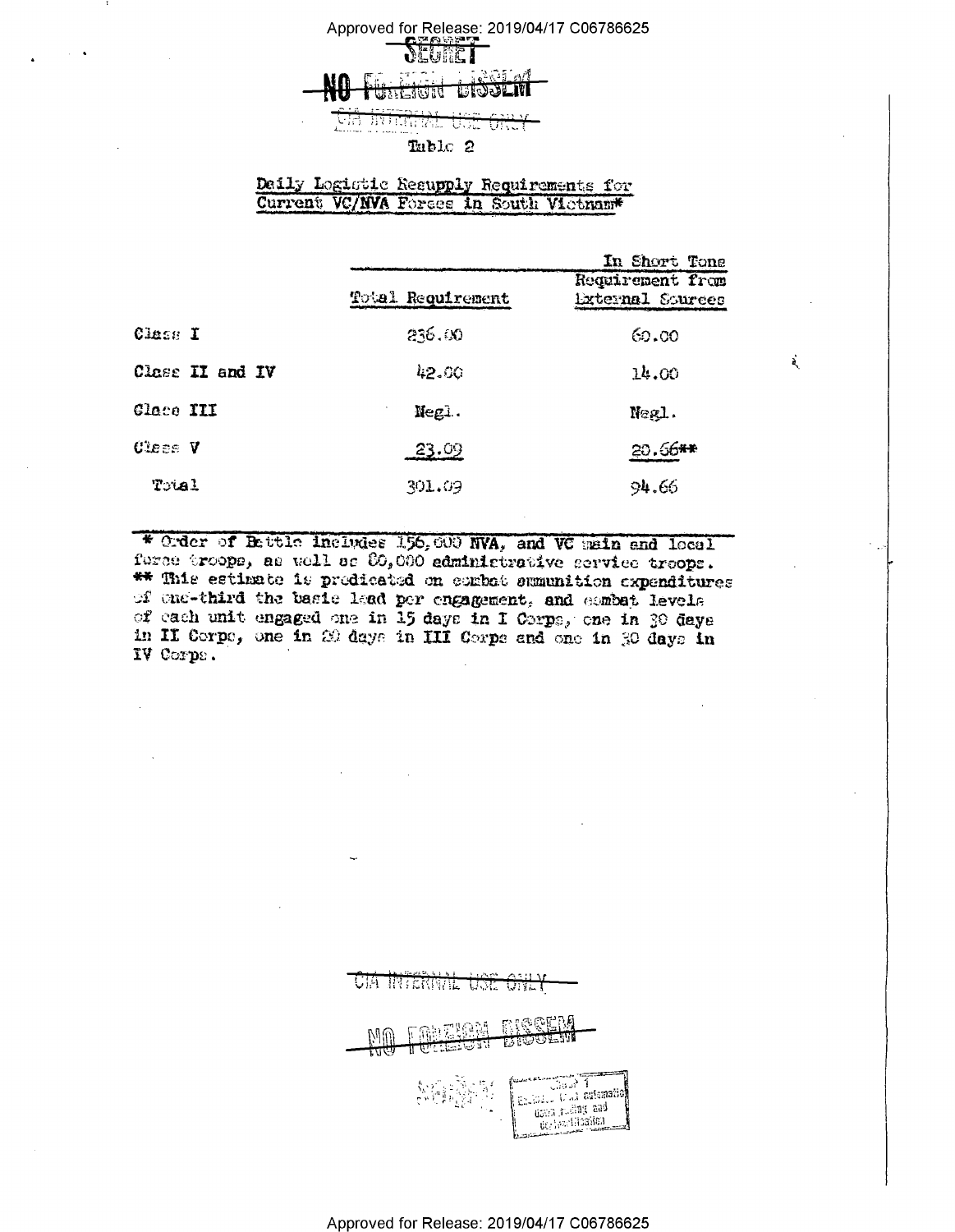SECRET

NO FOREIGN DISSEM

CIA INTERNAL USE ONLY

Table 2

Daily Logistic Resupply Requirements for Current VC/NVA Forces in South Vietnam*

| | | In Short Tons |
|---|---|---|
| | Total Requirement | Requirement from External Sources |
| Class I | 236.00 | 60.00 |
| Class II and IV | 42.00 | 14.00 |
| Class III | Negl. | Negl. |
| Class V | 23.09 | 20.66** |
| Total | 301.09 | 94.66 |

\* Order of Battle includes 156,000 NVA, and VC main and local force troops, as well as 80,000 administrative service troops.
\*\* This estimate is predicated on combat ammunition expenditures of one-third the basic load per engagement, and combat levels of each unit engaged one in 15 days in I Corps, one in 30 days in II Corps, one in 20 days in III Corps and one in 30 days in IV Corps.

CIA INTERNAL USE ONLY

NO FOREIGN DISSEM

SECRET

Group 1
Excluded from automatic downgrading and declassification